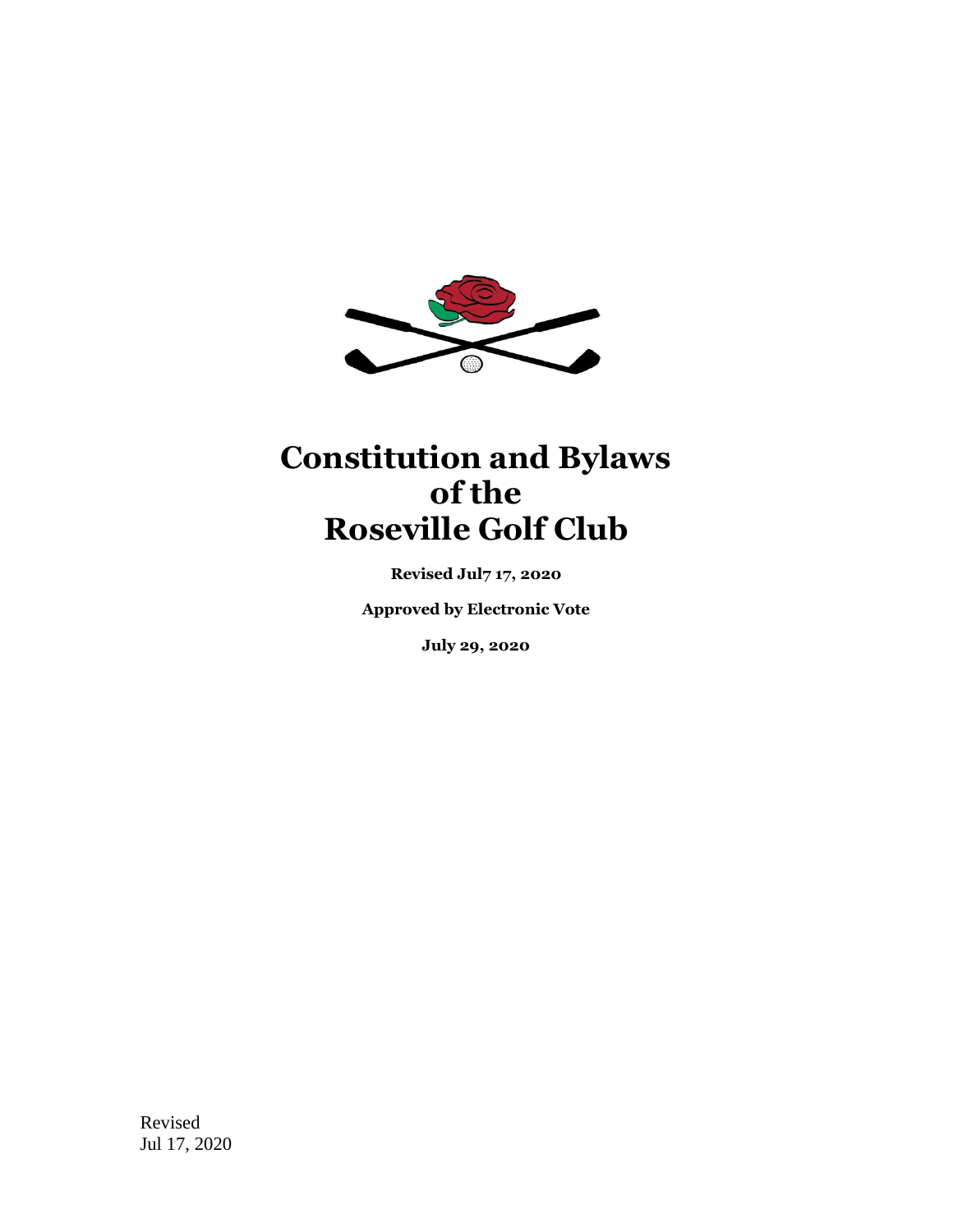# Constitution and Bylaws of the Roseville Golf Club

**Revised Jul7 17, 2020**

**Approved by Electronic Vote**

**July 29, 2020**

Revised
Jul 17, 2020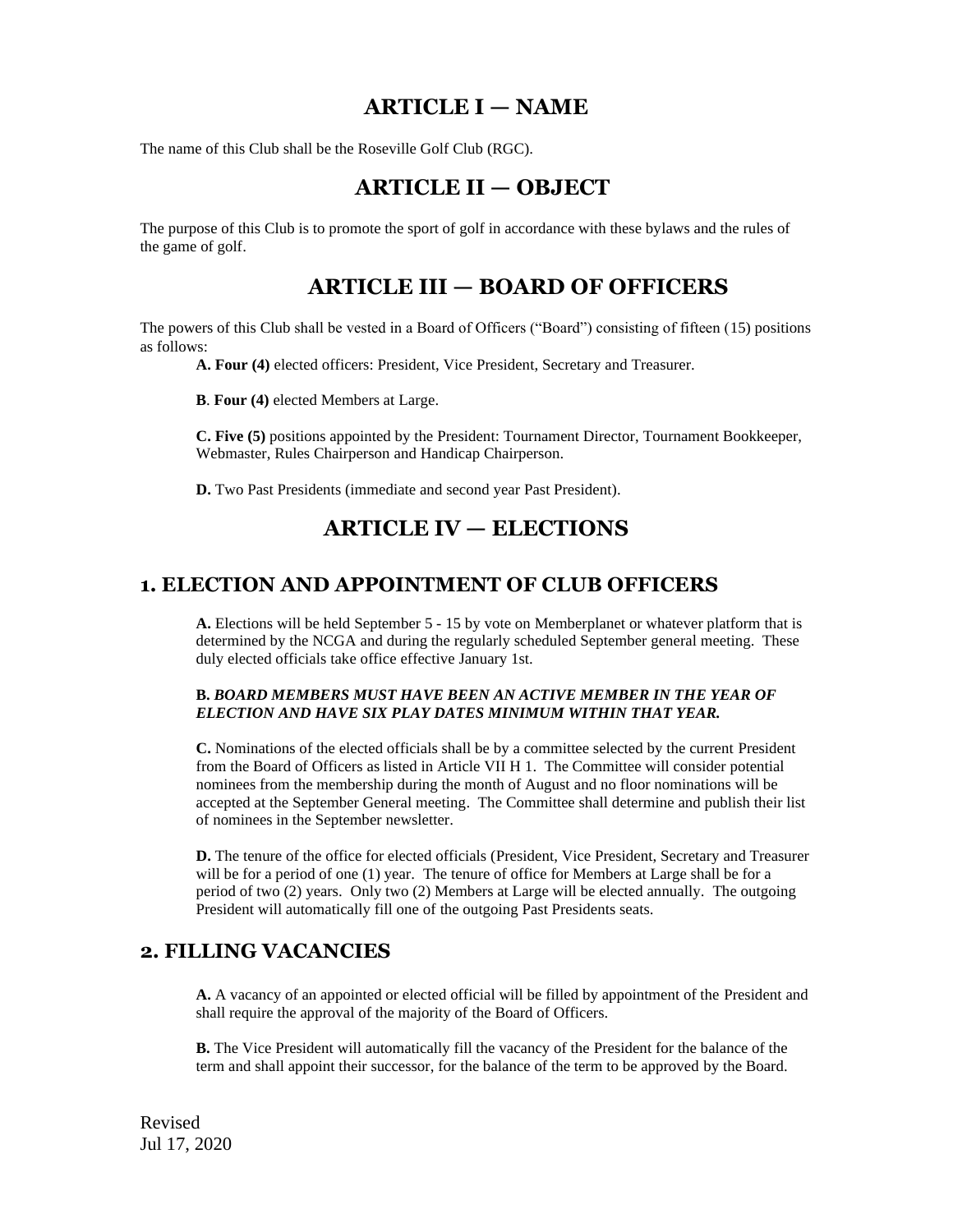# ARTICLE I — NAME

The name of this Club shall be the Roseville Golf Club (RGC).

# ARTICLE II — OBJECT

The purpose of this Club is to promote the sport of golf in accordance with these bylaws and the rules of the game of golf.

# ARTICLE III — BOARD OF OFFICERS

The powers of this Club shall be vested in a Board of Officers ("Board") consisting of fifteen (15) positions as follows:

**A. Four (4)** elected officers: President, Vice President, Secretary and Treasurer.

**B**. **Four (4)** elected Members at Large.

**C. Five (5)** positions appointed by the President: Tournament Director, Tournament Bookkeeper, Webmaster, Rules Chairperson and Handicap Chairperson.

**D.** Two Past Presidents (immediate and second year Past President).

# ARTICLE IV — ELECTIONS

## 1. ELECTION AND APPOINTMENT OF CLUB OFFICERS

**A.** Elections will be held September 5 - 15 by vote on Memberplanet or whatever platform that is determined by the NCGA and during the regularly scheduled September general meeting. These duly elected officials take office effective January 1st.

**B.** ***BOARD MEMBERS MUST HAVE BEEN AN ACTIVE MEMBER IN THE YEAR OF ELECTION AND HAVE SIX PLAY DATES MINIMUM WITHIN THAT YEAR.***

**C.** Nominations of the elected officials shall be by a committee selected by the current President from the Board of Officers as listed in Article VII H 1. The Committee will consider potential nominees from the membership during the month of August and no floor nominations will be accepted at the September General meeting. The Committee shall determine and publish their list of nominees in the September newsletter.

**D.** The tenure of the office for elected officials (President, Vice President, Secretary and Treasurer will be for a period of one (1) year. The tenure of office for Members at Large shall be for a period of two (2) years. Only two (2) Members at Large will be elected annually. The outgoing President will automatically fill one of the outgoing Past Presidents seats.

## 2. FILLING VACANCIES

**A.** A vacancy of an appointed or elected official will be filled by appointment of the President and shall require the approval of the majority of the Board of Officers.

**B.** The Vice President will automatically fill the vacancy of the President for the balance of the term and shall appoint their successor, for the balance of the term to be approved by the Board.

Revised
Jul 17, 2020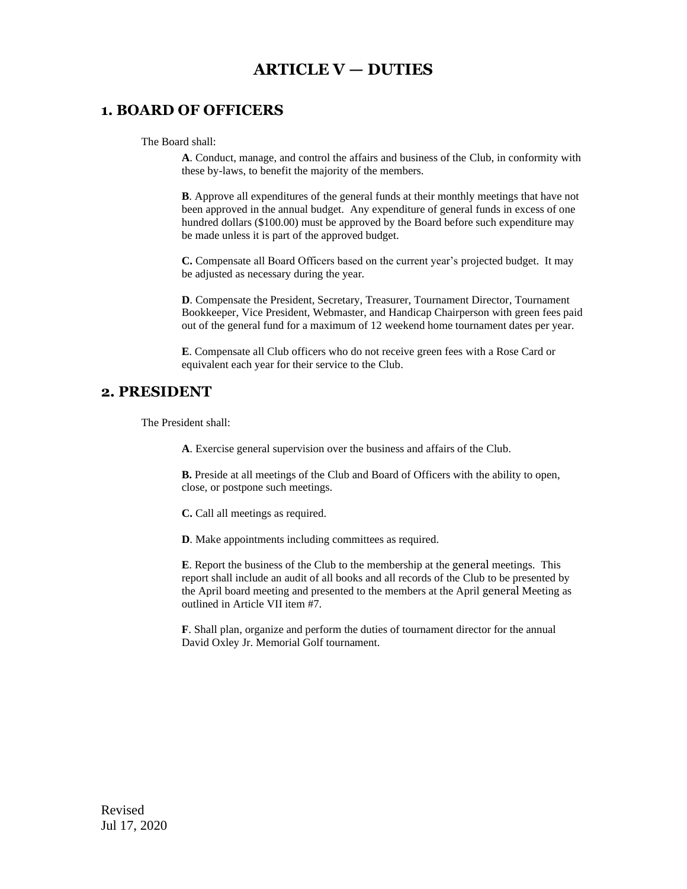# ARTICLE V — DUTIES

## 1. BOARD OF OFFICERS

The Board shall:

**A**. Conduct, manage, and control the affairs and business of the Club, in conformity with these by-laws, to benefit the majority of the members.

**B**. Approve all expenditures of the general funds at their monthly meetings that have not been approved in the annual budget. Any expenditure of general funds in excess of one hundred dollars ($100.00) must be approved by the Board before such expenditure may be made unless it is part of the approved budget.

**C.** Compensate all Board Officers based on the current year's projected budget. It may be adjusted as necessary during the year.

**D**. Compensate the President, Secretary, Treasurer, Tournament Director, Tournament Bookkeeper, Vice President, Webmaster, and Handicap Chairperson with green fees paid out of the general fund for a maximum of 12 weekend home tournament dates per year.

**E**. Compensate all Club officers who do not receive green fees with a Rose Card or equivalent each year for their service to the Club.

## 2. PRESIDENT

The President shall:

**A**. Exercise general supervision over the business and affairs of the Club.

**B.** Preside at all meetings of the Club and Board of Officers with the ability to open, close, or postpone such meetings.

**C.** Call all meetings as required.

**D**. Make appointments including committees as required.

**E**. Report the business of the Club to the membership at the general meetings. This report shall include an audit of all books and all records of the Club to be presented by the April board meeting and presented to the members at the April general Meeting as outlined in Article VII item #7.

**F**. Shall plan, organize and perform the duties of tournament director for the annual David Oxley Jr. Memorial Golf tournament.

Revised
Jul 17, 2020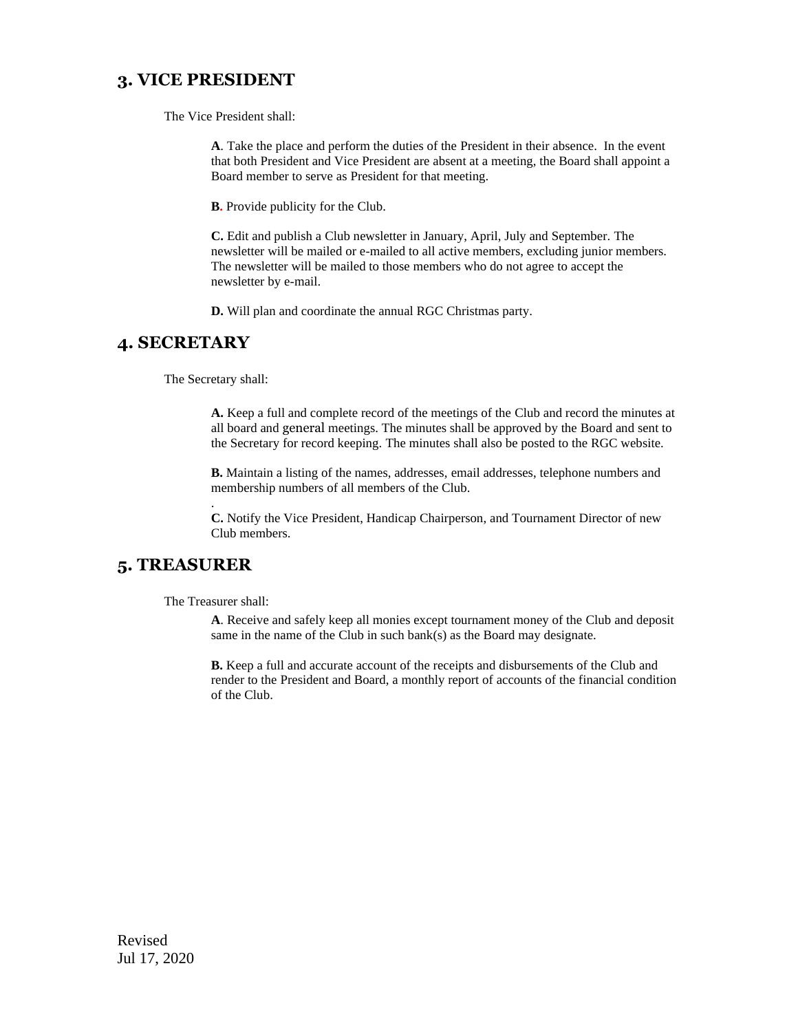## 3. VICE PRESIDENT

The Vice President shall:

**A**. Take the place and perform the duties of the President in their absence. In the event that both President and Vice President are absent at a meeting, the Board shall appoint a Board member to serve as President for that meeting.

**B.** Provide publicity for the Club.

**C.** Edit and publish a Club newsletter in January, April, July and September. The newsletter will be mailed or e-mailed to all active members, excluding junior members. The newsletter will be mailed to those members who do not agree to accept the newsletter by e-mail.

**D.** Will plan and coordinate the annual RGC Christmas party.

## 4. SECRETARY

The Secretary shall:

**A.** Keep a full and complete record of the meetings of the Club and record the minutes at all board and general meetings. The minutes shall be approved by the Board and sent to the Secretary for record keeping. The minutes shall also be posted to the RGC website.

**B.** Maintain a listing of the names, addresses, email addresses, telephone numbers and membership numbers of all members of the Club.

.

**C.** Notify the Vice President, Handicap Chairperson, and Tournament Director of new Club members.

## 5. TREASURER

The Treasurer shall:

**A**. Receive and safely keep all monies except tournament money of the Club and deposit same in the name of the Club in such bank(s) as the Board may designate.

**B.** Keep a full and accurate account of the receipts and disbursements of the Club and render to the President and Board, a monthly report of accounts of the financial condition of the Club.

Revised
Jul 17, 2020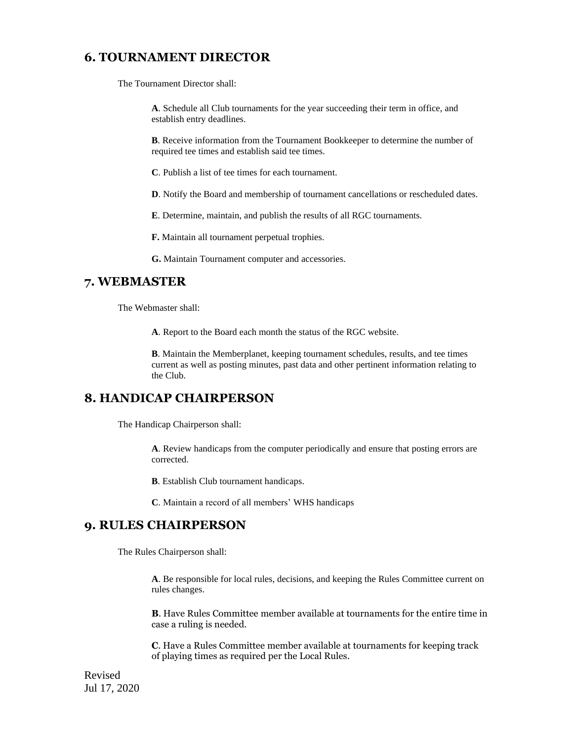## 6. TOURNAMENT DIRECTOR

The Tournament Director shall:

**A**. Schedule all Club tournaments for the year succeeding their term in office, and establish entry deadlines.

**B**. Receive information from the Tournament Bookkeeper to determine the number of required tee times and establish said tee times.

**C**. Publish a list of tee times for each tournament.

**D**. Notify the Board and membership of tournament cancellations or rescheduled dates.

**E**. Determine, maintain, and publish the results of all RGC tournaments.

**F.** Maintain all tournament perpetual trophies.

**G.** Maintain Tournament computer and accessories.

## 7. WEBMASTER

The Webmaster shall:

**A**. Report to the Board each month the status of the RGC website.

**B**. Maintain the Memberplanet, keeping tournament schedules, results, and tee times current as well as posting minutes, past data and other pertinent information relating to the Club.

## 8. HANDICAP CHAIRPERSON

The Handicap Chairperson shall:

**A**. Review handicaps from the computer periodically and ensure that posting errors are corrected.

**B**. Establish Club tournament handicaps.

**C**. Maintain a record of all members' WHS handicaps

## 9. RULES CHAIRPERSON

The Rules Chairperson shall:

**A**. Be responsible for local rules, decisions, and keeping the Rules Committee current on rules changes.

**B**. Have Rules Committee member available at tournaments for the entire time in case a ruling is needed.

**C**. Have a Rules Committee member available at tournaments for keeping track of playing times as required per the Local Rules.

Revised
Jul 17, 2020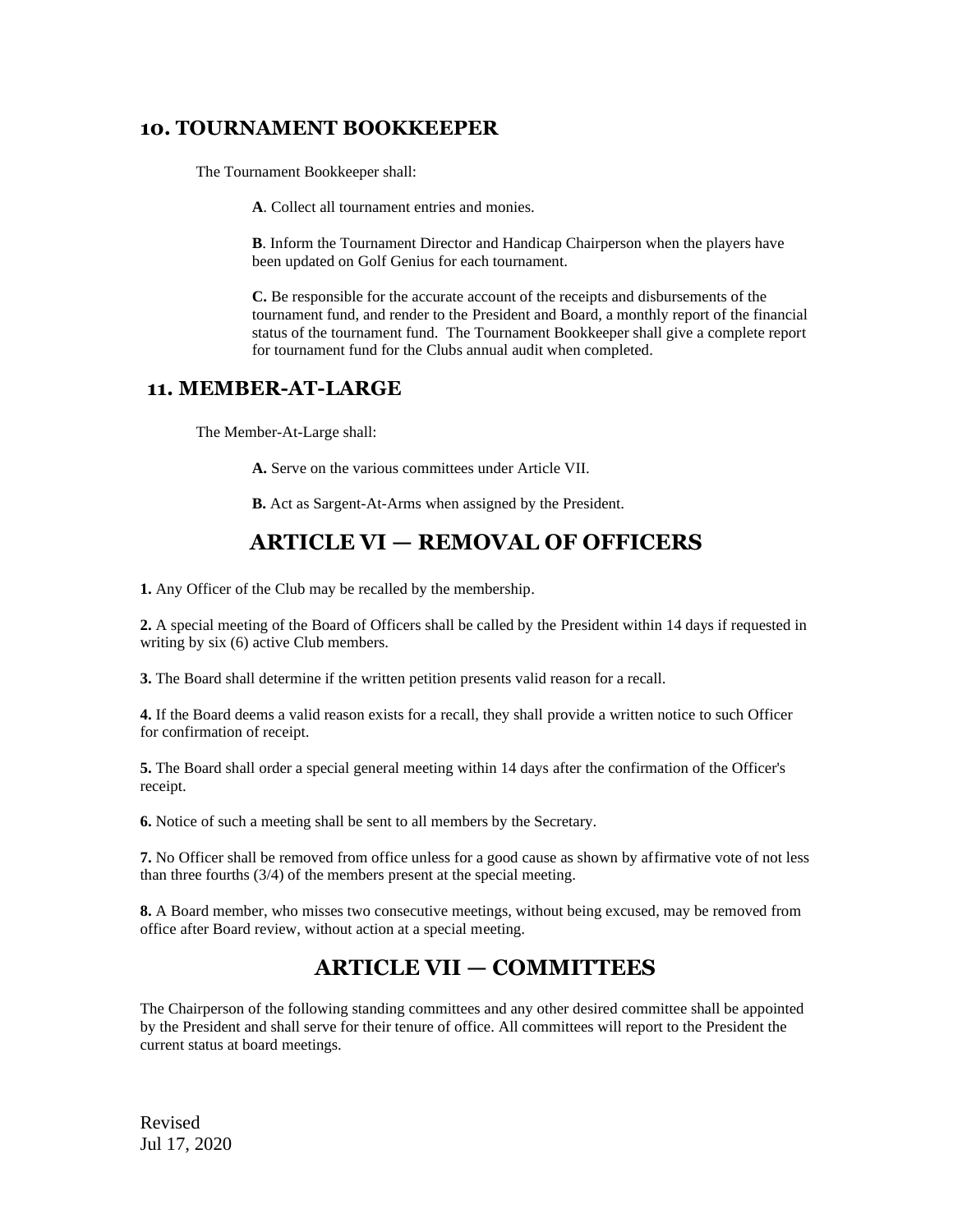### 10. TOURNAMENT BOOKKEEPER

The Tournament Bookkeeper shall:

**A**. Collect all tournament entries and monies.

**B**. Inform the Tournament Director and Handicap Chairperson when the players have been updated on Golf Genius for each tournament.

**C.** Be responsible for the accurate account of the receipts and disbursements of the tournament fund, and render to the President and Board, a monthly report of the financial status of the tournament fund. The Tournament Bookkeeper shall give a complete report for tournament fund for the Clubs annual audit when completed.

### 11. MEMBER-AT-LARGE

The Member-At-Large shall:

**A.** Serve on the various committees under Article VII.

**B.** Act as Sargent-At-Arms when assigned by the President.

## ARTICLE VI — REMOVAL OF OFFICERS

**1.** Any Officer of the Club may be recalled by the membership.

**2.** A special meeting of the Board of Officers shall be called by the President within 14 days if requested in writing by six (6) active Club members.

**3.** The Board shall determine if the written petition presents valid reason for a recall.

**4.** If the Board deems a valid reason exists for a recall, they shall provide a written notice to such Officer for confirmation of receipt.

**5.** The Board shall order a special general meeting within 14 days after the confirmation of the Officer's receipt.

**6.** Notice of such a meeting shall be sent to all members by the Secretary.

**7.** No Officer shall be removed from office unless for a good cause as shown by affirmative vote of not less than three fourths (3/4) of the members present at the special meeting.

**8.** A Board member, who misses two consecutive meetings, without being excused, may be removed from office after Board review, without action at a special meeting.

## ARTICLE VII — COMMITTEES

The Chairperson of the following standing committees and any other desired committee shall be appointed by the President and shall serve for their tenure of office. All committees will report to the President the current status at board meetings.

Revised
Jul 17, 2020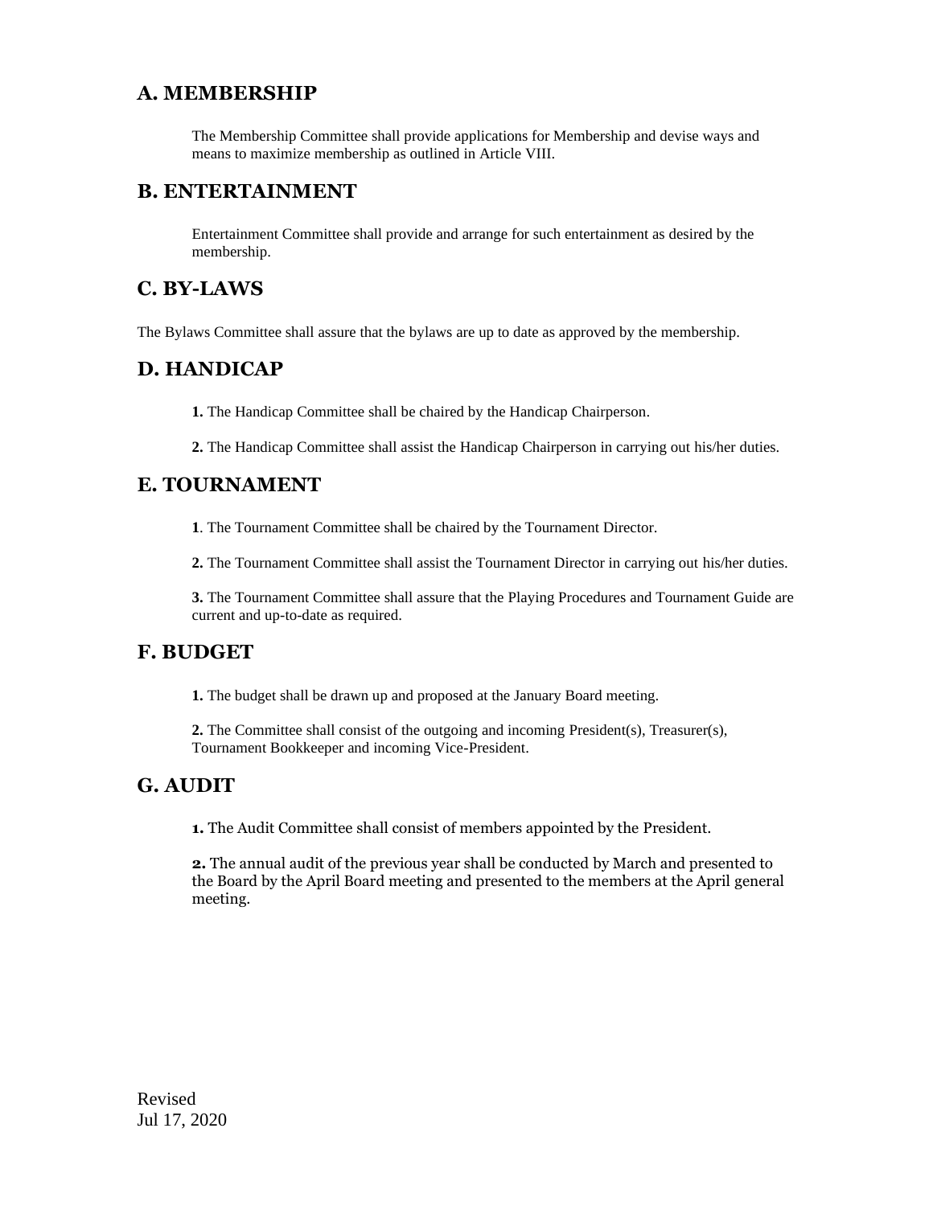## A. MEMBERSHIP

The Membership Committee shall provide applications for Membership and devise ways and means to maximize membership as outlined in Article VIII.

## B. ENTERTAINMENT

Entertainment Committee shall provide and arrange for such entertainment as desired by the membership.

## C. BY-LAWS

The Bylaws Committee shall assure that the bylaws are up to date as approved by the membership.

## D. HANDICAP

**1.** The Handicap Committee shall be chaired by the Handicap Chairperson.

**2.** The Handicap Committee shall assist the Handicap Chairperson in carrying out his/her duties.

## E. TOURNAMENT

**1**. The Tournament Committee shall be chaired by the Tournament Director.

**2.** The Tournament Committee shall assist the Tournament Director in carrying out his/her duties.

**3.** The Tournament Committee shall assure that the Playing Procedures and Tournament Guide are current and up-to-date as required.

## F. BUDGET

**1.** The budget shall be drawn up and proposed at the January Board meeting.

**2.** The Committee shall consist of the outgoing and incoming President(s), Treasurer(s), Tournament Bookkeeper and incoming Vice-President.

## G. AUDIT

**1.** The Audit Committee shall consist of members appointed by the President.

**2.** The annual audit of the previous year shall be conducted by March and presented to the Board by the April Board meeting and presented to the members at the April general meeting.

Revised
Jul 17, 2020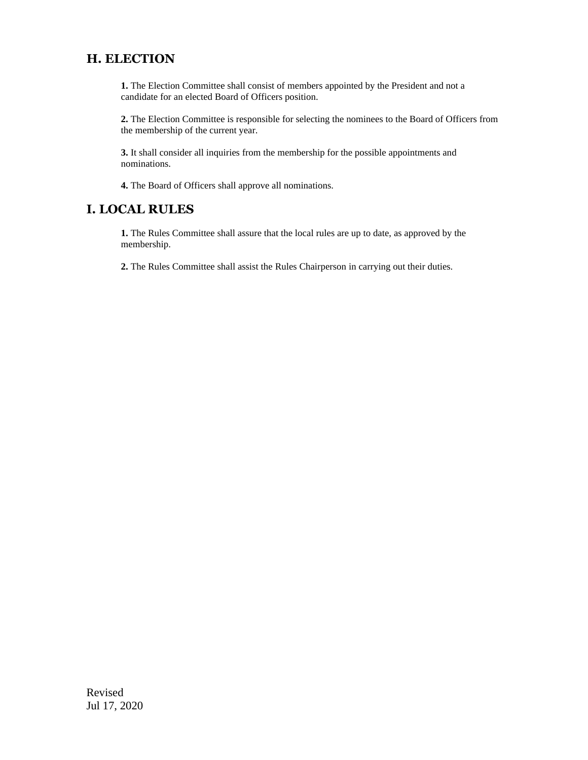## H. ELECTION

**1.** The Election Committee shall consist of members appointed by the President and not a candidate for an elected Board of Officers position.

**2.** The Election Committee is responsible for selecting the nominees to the Board of Officers from the membership of the current year.

**3.** It shall consider all inquiries from the membership for the possible appointments and nominations.

**4.** The Board of Officers shall approve all nominations.

## I. LOCAL RULES

**1.** The Rules Committee shall assure that the local rules are up to date, as approved by the membership.

**2.** The Rules Committee shall assist the Rules Chairperson in carrying out their duties.

Revised
Jul 17, 2020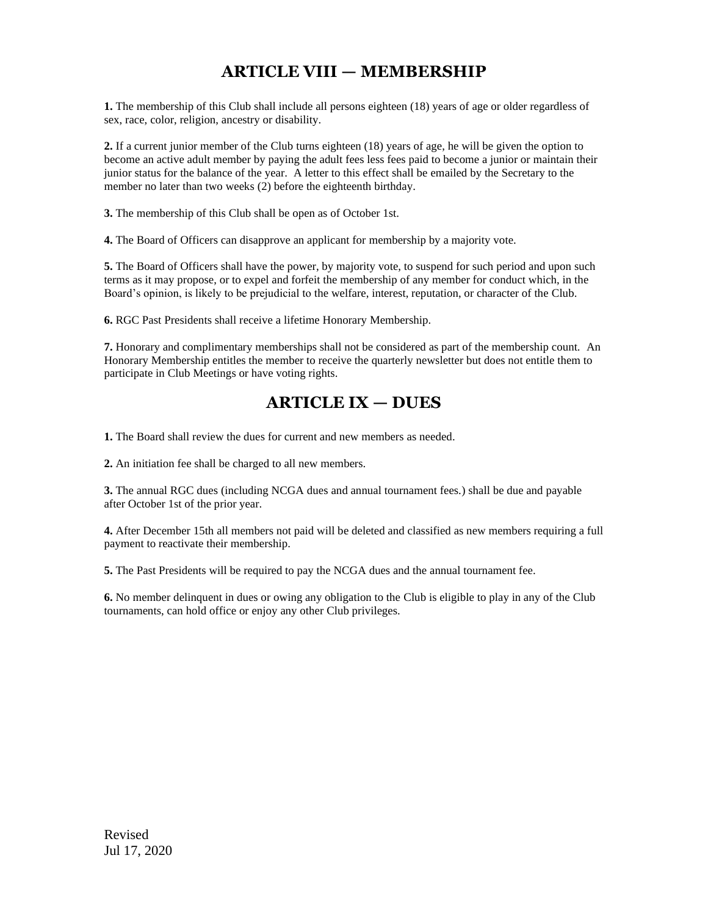## ARTICLE VIII — MEMBERSHIP

**1.** The membership of this Club shall include all persons eighteen (18) years of age or older regardless of sex, race, color, religion, ancestry or disability.

**2.** If a current junior member of the Club turns eighteen (18) years of age, he will be given the option to become an active adult member by paying the adult fees less fees paid to become a junior or maintain their junior status for the balance of the year. A letter to this effect shall be emailed by the Secretary to the member no later than two weeks (2) before the eighteenth birthday.

**3.** The membership of this Club shall be open as of October 1st.

**4.** The Board of Officers can disapprove an applicant for membership by a majority vote.

**5.** The Board of Officers shall have the power, by majority vote, to suspend for such period and upon such terms as it may propose, or to expel and forfeit the membership of any member for conduct which, in the Board's opinion, is likely to be prejudicial to the welfare, interest, reputation, or character of the Club.

**6.** RGC Past Presidents shall receive a lifetime Honorary Membership.

**7.** Honorary and complimentary memberships shall not be considered as part of the membership count. An Honorary Membership entitles the member to receive the quarterly newsletter but does not entitle them to participate in Club Meetings or have voting rights.

## ARTICLE IX — DUES

**1.** The Board shall review the dues for current and new members as needed.

**2.** An initiation fee shall be charged to all new members.

**3.** The annual RGC dues (including NCGA dues and annual tournament fees.) shall be due and payable after October 1st of the prior year.

**4.** After December 15th all members not paid will be deleted and classified as new members requiring a full payment to reactivate their membership.

**5.** The Past Presidents will be required to pay the NCGA dues and the annual tournament fee.

**6.** No member delinquent in dues or owing any obligation to the Club is eligible to play in any of the Club tournaments, can hold office or enjoy any other Club privileges.

Revised
Jul 17, 2020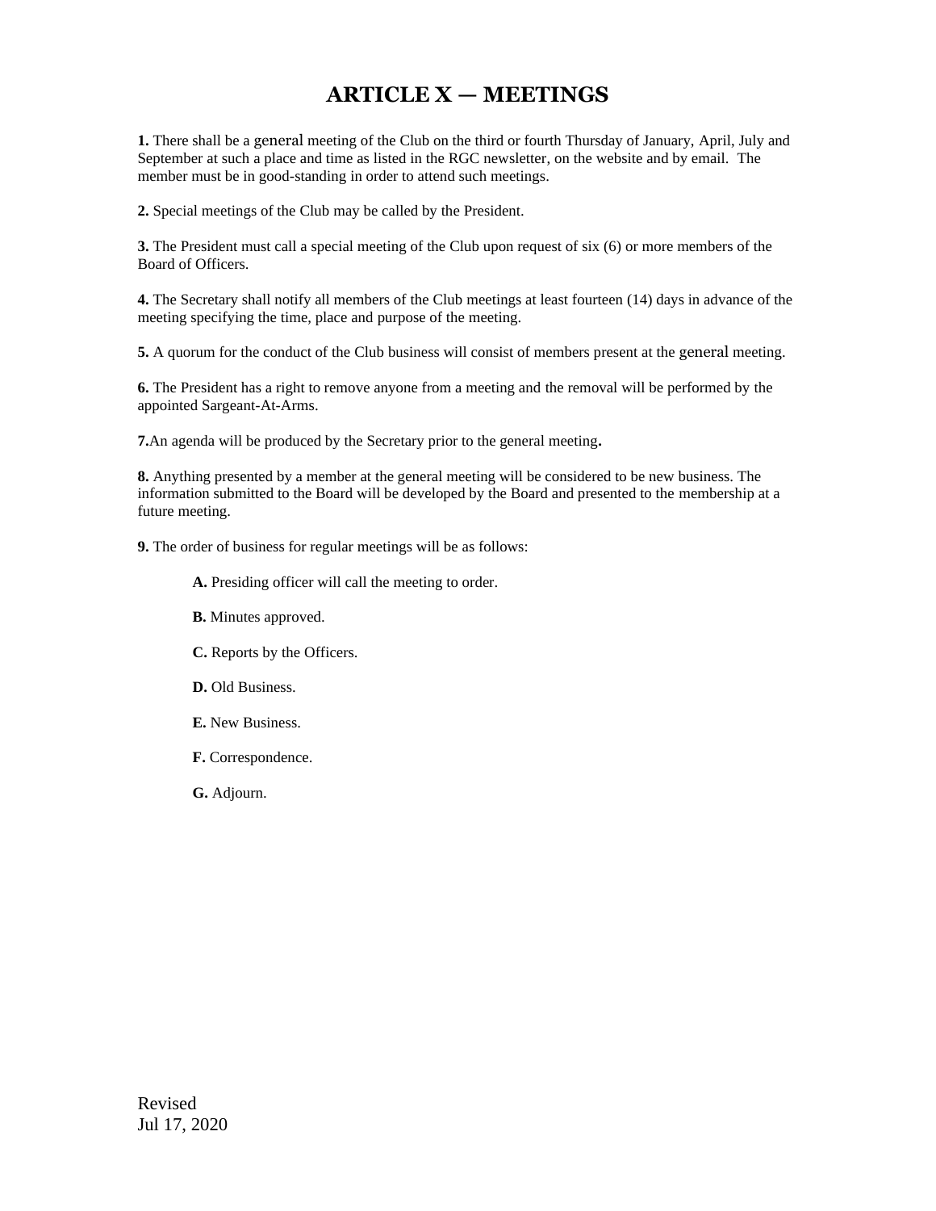# ARTICLE X — MEETINGS

**1.** There shall be a general meeting of the Club on the third or fourth Thursday of January, April, July and September at such a place and time as listed in the RGC newsletter, on the website and by email. The member must be in good-standing in order to attend such meetings.

**2.** Special meetings of the Club may be called by the President.

**3.** The President must call a special meeting of the Club upon request of six (6) or more members of the Board of Officers.

**4.** The Secretary shall notify all members of the Club meetings at least fourteen (14) days in advance of the meeting specifying the time, place and purpose of the meeting.

**5.** A quorum for the conduct of the Club business will consist of members present at the general meeting.

**6.** The President has a right to remove anyone from a meeting and the removal will be performed by the appointed Sargeant-At-Arms.

**7.**An agenda will be produced by the Secretary prior to the general meeting**.**

**8.** Anything presented by a member at the general meeting will be considered to be new business. The information submitted to the Board will be developed by the Board and presented to the membership at a future meeting.

**9.** The order of business for regular meetings will be as follows:

> **A.** Presiding officer will call the meeting to order.
>
> **B.** Minutes approved.
>
> **C.** Reports by the Officers.
>
> **D.** Old Business.
>
> **E.** New Business.
>
> **F.** Correspondence.
>
> **G.** Adjourn.

Revised
Jul 17, 2020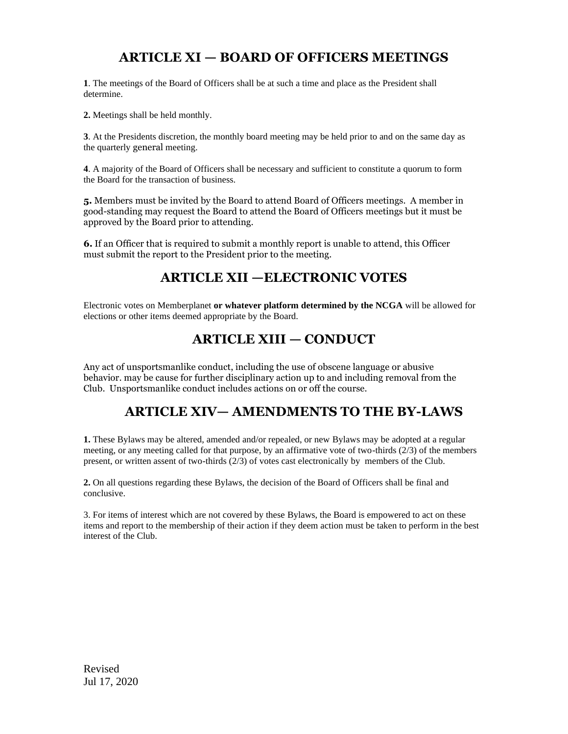## ARTICLE XI — BOARD OF OFFICERS MEETINGS

**1**. The meetings of the Board of Officers shall be at such a time and place as the President shall determine.

**2.** Meetings shall be held monthly.

**3**. At the Presidents discretion, the monthly board meeting may be held prior to and on the same day as the quarterly general meeting.

**4**. A majority of the Board of Officers shall be necessary and sufficient to constitute a quorum to form the Board for the transaction of business.

**5.** Members must be invited by the Board to attend Board of Officers meetings. A member in good-standing may request the Board to attend the Board of Officers meetings but it must be approved by the Board prior to attending.

**6.** If an Officer that is required to submit a monthly report is unable to attend, this Officer must submit the report to the President prior to the meeting.

## ARTICLE XII —ELECTRONIC VOTES

Electronic votes on Memberplanet **or whatever platform determined by the NCGA** will be allowed for elections or other items deemed appropriate by the Board.

## ARTICLE XIII — CONDUCT

Any act of unsportsmanlike conduct, including the use of obscene language or abusive behavior. may be cause for further disciplinary action up to and including removal from the Club. Unsportsmanlike conduct includes actions on or off the course.

## ARTICLE XIV— AMENDMENTS TO THE BY-LAWS

**1.** These Bylaws may be altered, amended and/or repealed, or new Bylaws may be adopted at a regular meeting, or any meeting called for that purpose, by an affirmative vote of two-thirds (2/3) of the members present, or written assent of two-thirds (2/3) of votes cast electronically by members of the Club.

**2.** On all questions regarding these Bylaws, the decision of the Board of Officers shall be final and conclusive.

3. For items of interest which are not covered by these Bylaws, the Board is empowered to act on these items and report to the membership of their action if they deem action must be taken to perform in the best interest of the Club.

Revised
Jul 17, 2020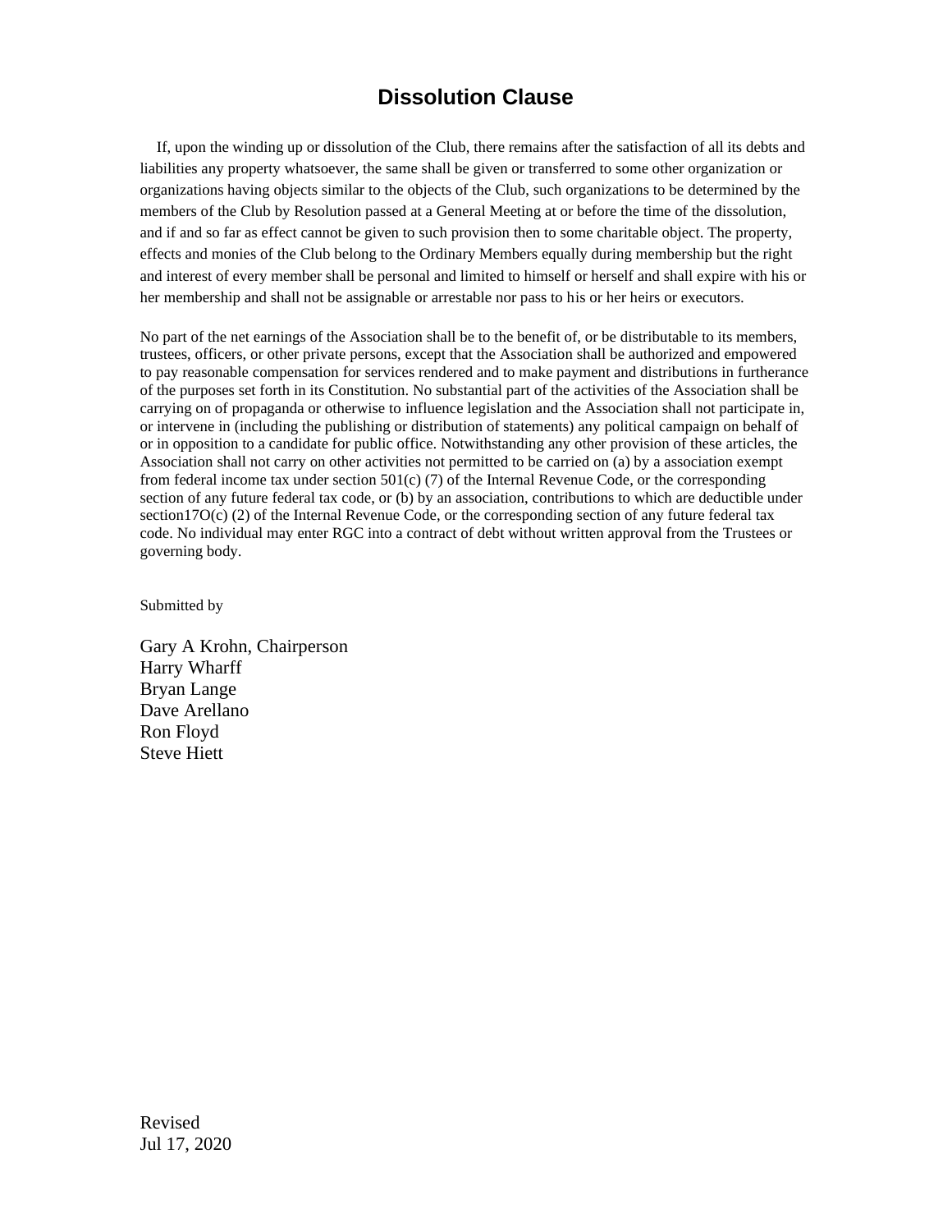# Dissolution Clause

If, upon the winding up or dissolution of the Club, there remains after the satisfaction of all its debts and liabilities any property whatsoever, the same shall be given or transferred to some other organization or organizations having objects similar to the objects of the Club, such organizations to be determined by the members of the Club by Resolution passed at a General Meeting at or before the time of the dissolution, and if and so far as effect cannot be given to such provision then to some charitable object. The property, effects and monies of the Club belong to the Ordinary Members equally during membership but the right and interest of every member shall be personal and limited to himself or herself and shall expire with his or her membership and shall not be assignable or arrestable nor pass to his or her heirs or executors.

No part of the net earnings of the Association shall be to the benefit of, or be distributable to its members, trustees, officers, or other private persons, except that the Association shall be authorized and empowered to pay reasonable compensation for services rendered and to make payment and distributions in furtherance of the purposes set forth in its Constitution. No substantial part of the activities of the Association shall be carrying on of propaganda or otherwise to influence legislation and the Association shall not participate in, or intervene in (including the publishing or distribution of statements) any political campaign on behalf of or in opposition to a candidate for public office. Notwithstanding any other provision of these articles, the Association shall not carry on other activities not permitted to be carried on (a) by a association exempt from federal income tax under section 501(c) (7) of the Internal Revenue Code, or the corresponding section of any future federal tax code, or (b) by an association, contributions to which are deductible under section17O(c) (2) of the Internal Revenue Code, or the corresponding section of any future federal tax code. No individual may enter RGC into a contract of debt without written approval from the Trustees or governing body.

Submitted by

Gary A Krohn, Chairperson
Harry Wharff
Bryan Lange
Dave Arellano
Ron Floyd
Steve Hiett

Revised
Jul 17, 2020